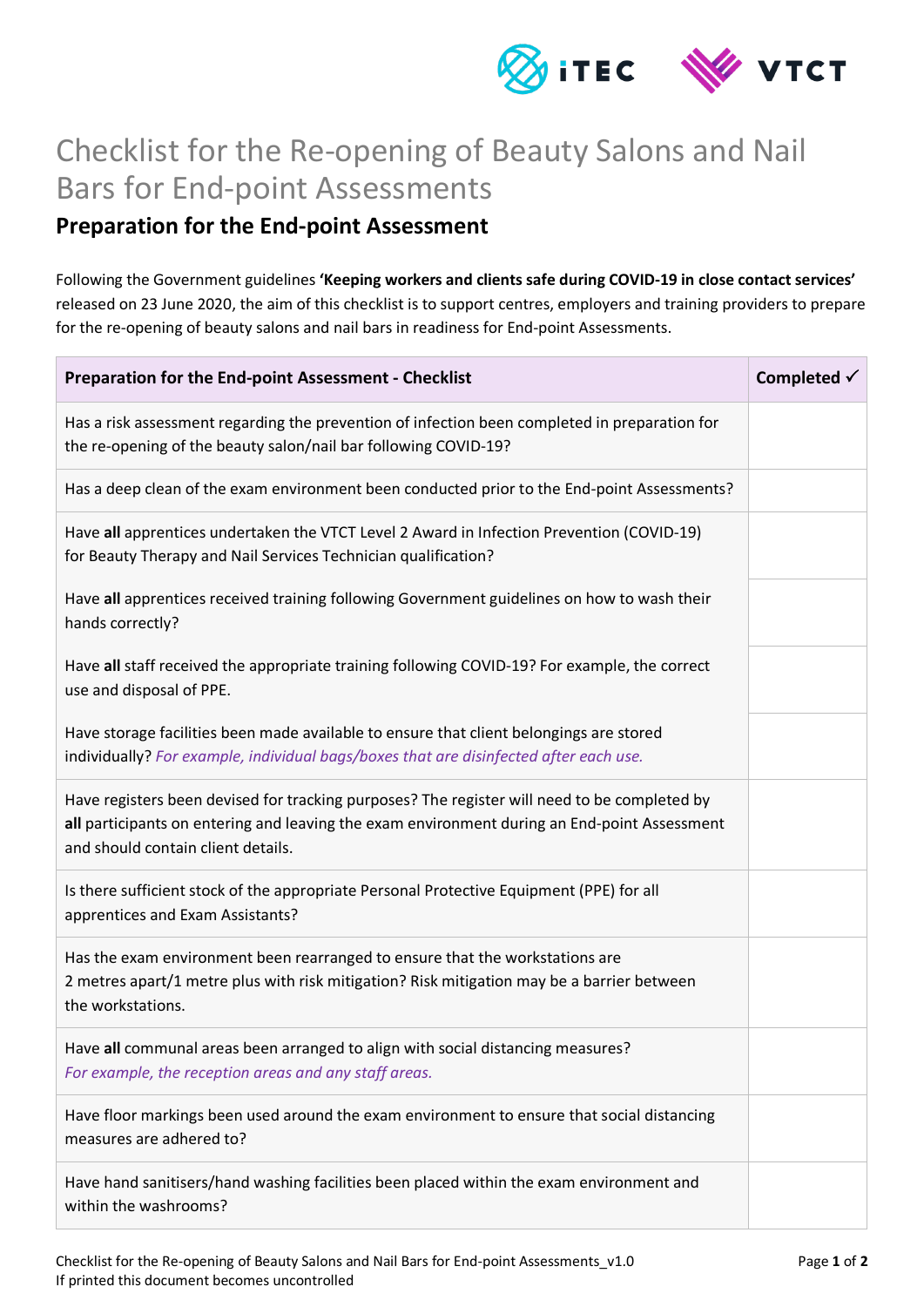# Checklist for the Re-opening of Beauty Salons and Nail Bars for End-point Assessments

## Preparation for the End-point Assessment

Following the Government guidelines **'Keeping workers and clients safe during COVID-19 in close contact services'** released on 23 June 2020, the aim of this checklist is to support centres, employers and training providers to prepare for the re-opening of beauty salons and nail bars in readiness for End-point Assessments.

| Preparation for the End-point Assessment - Checklist | Completed ✓ |
|---|---|
| Has a risk assessment regarding the prevention of infection been completed in preparation for the re-opening of the beauty salon/nail bar following COVID-19? | |
| Has a deep clean of the exam environment been conducted prior to the End-point Assessments? | |
| Have **all** apprentices undertaken the VTCT Level 2 Award in Infection Prevention (COVID-19) for Beauty Therapy and Nail Services Technician qualification? | |
| Have **all** apprentices received training following Government guidelines on how to wash their hands correctly? | |
| Have **all** staff received the appropriate training following COVID-19? For example, the correct use and disposal of PPE. | |
| Have storage facilities been made available to ensure that client belongings are stored individually? *For example, individual bags/boxes that are disinfected after each use.* | |
| Have registers been devised for tracking purposes? The register will need to be completed by **all** participants on entering and leaving the exam environment during an End-point Assessment and should contain client details. | |
| Is there sufficient stock of the appropriate Personal Protective Equipment (PPE) for all apprentices and Exam Assistants? | |
| Has the exam environment been rearranged to ensure that the workstations are 2 metres apart/1 metre plus with risk mitigation? Risk mitigation may be a barrier between the workstations. | |
| Have **all** communal areas been arranged to align with social distancing measures? *For example, the reception areas and any staff areas.* | |
| Have floor markings been used around the exam environment to ensure that social distancing measures are adhered to? | |
| Have hand sanitisers/hand washing facilities been placed within the exam environment and within the washrooms? | |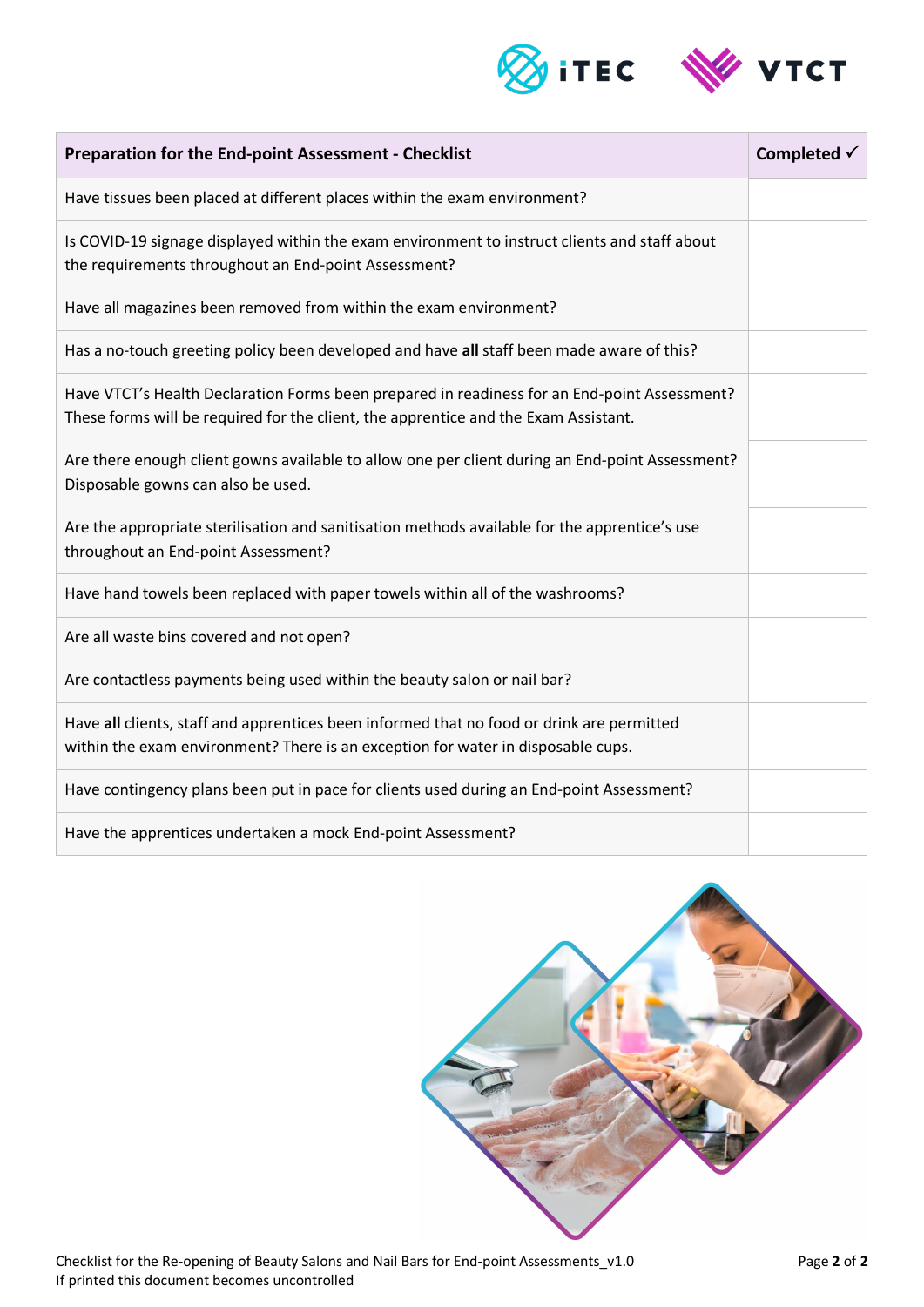| Preparation for the End-point Assessment - Checklist | Completed ✓ |
|---|---|
| Have tissues been placed at different places within the exam environment? | |
| Is COVID-19 signage displayed within the exam environment to instruct clients and staff about the requirements throughout an End-point Assessment? | |
| Have all magazines been removed from within the exam environment? | |
| Has a no-touch greeting policy been developed and have **all** staff been made aware of this? | |
| Have VTCT's Health Declaration Forms been prepared in readiness for an End-point Assessment? These forms will be required for the client, the apprentice and the Exam Assistant. | |
| Are there enough client gowns available to allow one per client during an End-point Assessment? Disposable gowns can also be used. | |
| Are the appropriate sterilisation and sanitisation methods available for the apprentice's use throughout an End-point Assessment? | |
| Have hand towels been replaced with paper towels within all of the washrooms? | |
| Are all waste bins covered and not open? | |
| Are contactless payments being used within the beauty salon or nail bar? | |
| Have **all** clients, staff and apprentices been informed that no food or drink are permitted within the exam environment? There is an exception for water in disposable cups. | |
| Have contingency plans been put in pace for clients used during an End-point Assessment? | |
| Have the apprentices undertaken a mock End-point Assessment? | |